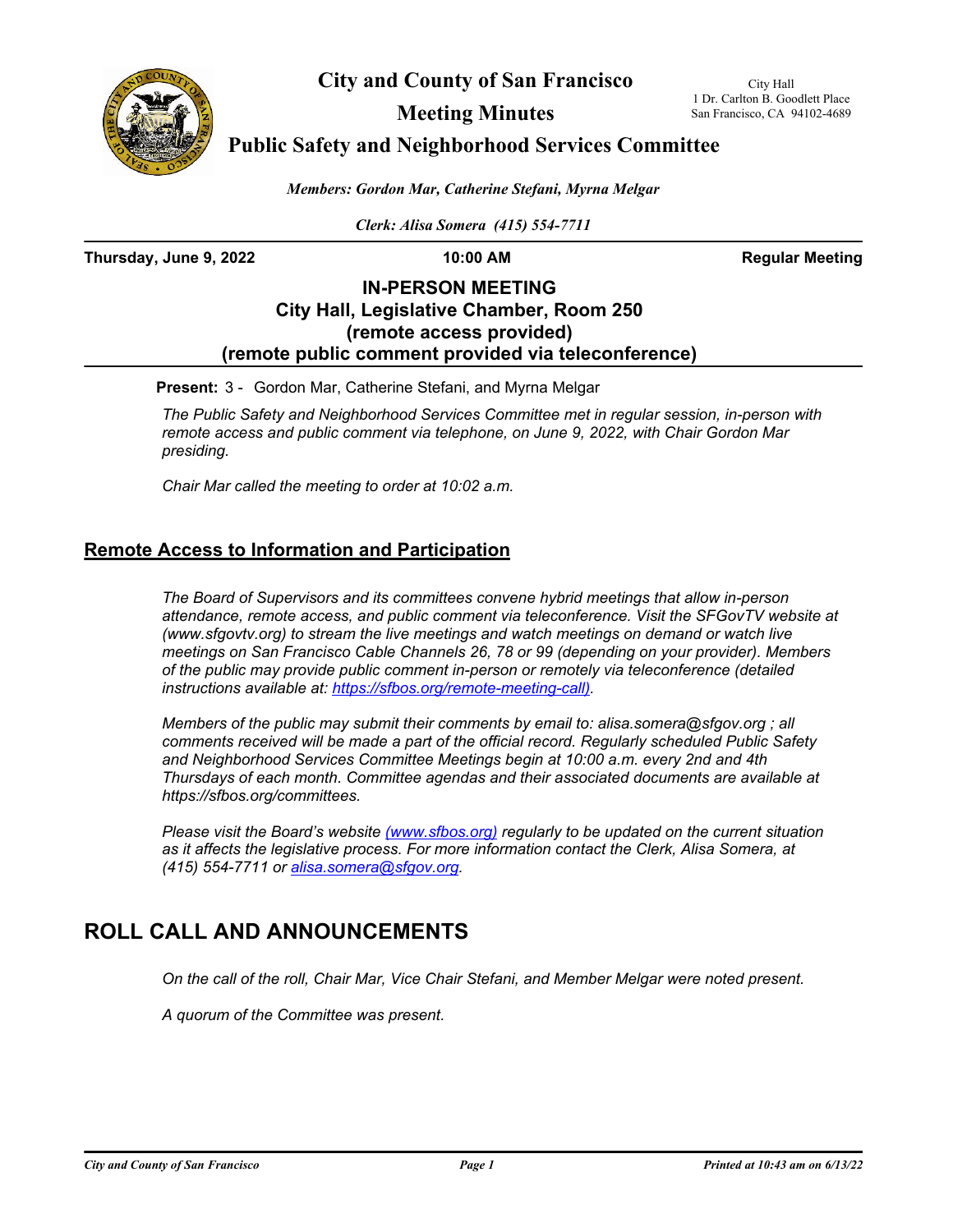# City and County of San Francisco

## Meeting Minutes

## Public Safety and Neighborhood Services Committee

City Hall
1 Dr. Carlton B. Goodlett Place
San Francisco, CA 94102-4689

*Members: Gordon Mar, Catherine Stefani, Myrna Melgar*

*Clerk: Alisa Somera (415) 554-7711*

**Thursday, June 9, 2022** **10:00 AM** **Regular Meeting**

**IN-PERSON MEETING**
**City Hall, Legislative Chamber, Room 250**
**(remote access provided)**
**(remote public comment provided via teleconference)**

**Present:** 3 - Gordon Mar, Catherine Stefani, and Myrna Melgar

*The Public Safety and Neighborhood Services Committee met in regular session, in-person with remote access and public comment via telephone, on June 9, 2022, with Chair Gordon Mar presiding.*

*Chair Mar called the meeting to order at 10:02 a.m.*

## Remote Access to Information and Participation

*The Board of Supervisors and its committees convene hybrid meetings that allow in-person attendance, remote access, and public comment via teleconference. Visit the SFGovTV website at (www.sfgovtv.org) to stream the live meetings and watch meetings on demand or watch live meetings on San Francisco Cable Channels 26, 78 or 99 (depending on your provider). Members of the public may provide public comment in-person or remotely via teleconference (detailed instructions available at: https://sfbos.org/remote-meeting-call).*

*Members of the public may submit their comments by email to: alisa.somera@sfgov.org ; all comments received will be made a part of the official record. Regularly scheduled Public Safety and Neighborhood Services Committee Meetings begin at 10:00 a.m. every 2nd and 4th Thursdays of each month. Committee agendas and their associated documents are available at https://sfbos.org/committees.*

*Please visit the Board's website (www.sfbos.org) regularly to be updated on the current situation as it affects the legislative process. For more information contact the Clerk, Alisa Somera, at (415) 554-7711 or alisa.somera@sfgov.org.*

# ROLL CALL AND ANNOUNCEMENTS

*On the call of the roll, Chair Mar, Vice Chair Stefani, and Member Melgar were noted present.*

*A quorum of the Committee was present.*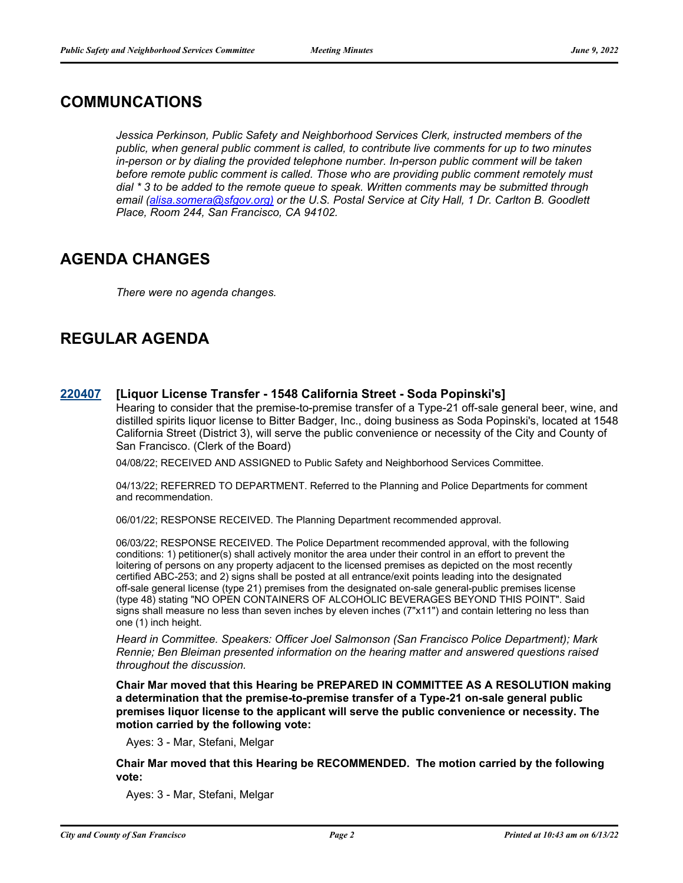## COMMUNCATIONS

*Jessica Perkinson, Public Safety and Neighborhood Services Clerk, instructed members of the public, when general public comment is called, to contribute live comments for up to two minutes in-person or by dialing the provided telephone number. In-person public comment will be taken before remote public comment is called. Those who are providing public comment remotely must dial * 3 to be added to the remote queue to speak. Written comments may be submitted through email (alisa.somera@sfgov.org) or the U.S. Postal Service at City Hall, 1 Dr. Carlton B. Goodlett Place, Room 244, San Francisco, CA 94102.*

## AGENDA CHANGES

*There were no agenda changes.*

## REGULAR AGENDA

**220407 [Liquor License Transfer - 1548 California Street - Soda Popinski's]**

Hearing to consider that the premise-to-premise transfer of a Type-21 off-sale general beer, wine, and distilled spirits liquor license to Bitter Badger, Inc., doing business as Soda Popinski's, located at 1548 California Street (District 3), will serve the public convenience or necessity of the City and County of San Francisco. (Clerk of the Board)

04/08/22; RECEIVED AND ASSIGNED to Public Safety and Neighborhood Services Committee.

04/13/22; REFERRED TO DEPARTMENT. Referred to the Planning and Police Departments for comment and recommendation.

06/01/22; RESPONSE RECEIVED. The Planning Department recommended approval.

06/03/22; RESPONSE RECEIVED. The Police Department recommended approval, with the following conditions: 1) petitioner(s) shall actively monitor the area under their control in an effort to prevent the loitering of persons on any property adjacent to the licensed premises as depicted on the most recently certified ABC-253; and 2) signs shall be posted at all entrance/exit points leading into the designated off-sale general license (type 21) premises from the designated on-sale general-public premises license (type 48) stating "NO OPEN CONTAINERS OF ALCOHOLIC BEVERAGES BEYOND THIS POINT". Said signs shall measure no less than seven inches by eleven inches (7"x11") and contain lettering no less than one (1) inch height.

*Heard in Committee. Speakers: Officer Joel Salmonson (San Francisco Police Department); Mark Rennie; Ben Bleiman presented information on the hearing matter and answered questions raised throughout the discussion.*

**Chair Mar moved that this Hearing be PREPARED IN COMMITTEE AS A RESOLUTION making a determination that the premise-to-premise transfer of a Type-21 on-sale general public premises liquor license to the applicant will serve the public convenience or necessity. The motion carried by the following vote:**

Ayes: 3 - Mar, Stefani, Melgar

**Chair Mar moved that this Hearing be RECOMMENDED. The motion carried by the following vote:**

Ayes: 3 - Mar, Stefani, Melgar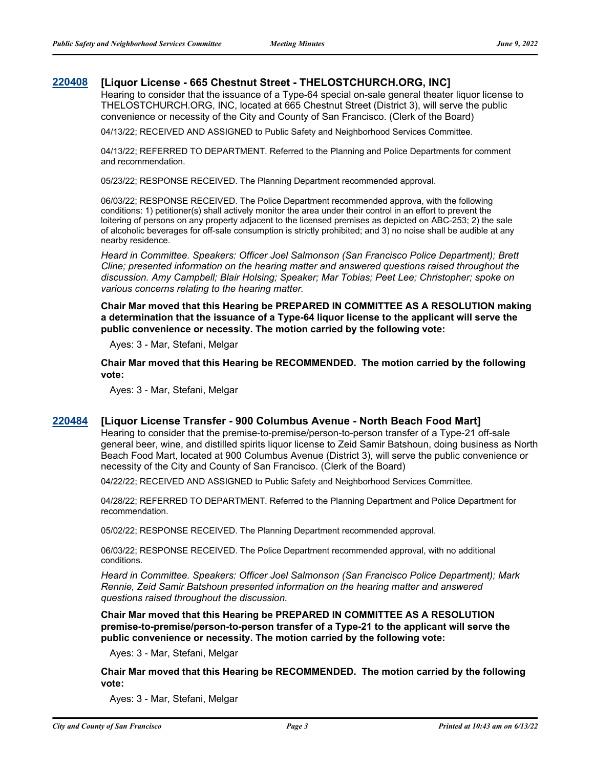### 220408 [Liquor License - 665 Chestnut Street - THELOSTCHURCH.ORG, INC]

Hearing to consider that the issuance of a Type-64 special on-sale general theater liquor license to THELOSTCHURCH.ORG, INC, located at 665 Chestnut Street (District 3), will serve the public convenience or necessity of the City and County of San Francisco. (Clerk of the Board)

04/13/22; RECEIVED AND ASSIGNED to Public Safety and Neighborhood Services Committee.

04/13/22; REFERRED TO DEPARTMENT. Referred to the Planning and Police Departments for comment and recommendation.

05/23/22; RESPONSE RECEIVED. The Planning Department recommended approval.

06/03/22; RESPONSE RECEIVED. The Police Department recommended approva, with the following conditions: 1) petitioner(s) shall actively monitor the area under their control in an effort to prevent the loitering of persons on any property adjacent to the licensed premises as depicted on ABC-253; 2) the sale of alcoholic beverages for off-sale consumption is strictly prohibited; and 3) no noise shall be audible at any nearby residence.

*Heard in Committee. Speakers: Officer Joel Salmonson (San Francisco Police Department); Brett Cline; presented information on the hearing matter and answered questions raised throughout the discussion. Amy Campbell; Blair Holsing; Speaker; Mar Tobias; Peet Lee; Christopher; spoke on various concerns relating to the hearing matter.*

**Chair Mar moved that this Hearing be PREPARED IN COMMITTEE AS A RESOLUTION making a determination that the issuance of a Type-64 liquor license to the applicant will serve the public convenience or necessity. The motion carried by the following vote:**

Ayes: 3 - Mar, Stefani, Melgar

**Chair Mar moved that this Hearing be RECOMMENDED. The motion carried by the following vote:**

Ayes: 3 - Mar, Stefani, Melgar

### 220484 [Liquor License Transfer - 900 Columbus Avenue - North Beach Food Mart]

Hearing to consider that the premise-to-premise/person-to-person transfer of a Type-21 off-sale general beer, wine, and distilled spirits liquor license to Zeid Samir Batshoun, doing business as North Beach Food Mart, located at 900 Columbus Avenue (District 3), will serve the public convenience or necessity of the City and County of San Francisco. (Clerk of the Board)

04/22/22; RECEIVED AND ASSIGNED to Public Safety and Neighborhood Services Committee.

04/28/22; REFERRED TO DEPARTMENT. Referred to the Planning Department and Police Department for recommendation.

05/02/22; RESPONSE RECEIVED. The Planning Department recommended approval.

06/03/22; RESPONSE RECEIVED. The Police Department recommended approval, with no additional conditions.

*Heard in Committee. Speakers: Officer Joel Salmonson (San Francisco Police Department); Mark Rennie, Zeid Samir Batshoun presented information on the hearing matter and answered questions raised throughout the discussion.*

**Chair Mar moved that this Hearing be PREPARED IN COMMITTEE AS A RESOLUTION premise-to-premise/person-to-person transfer of a Type-21 to the applicant will serve the public convenience or necessity. The motion carried by the following vote:**

Ayes: 3 - Mar, Stefani, Melgar

**Chair Mar moved that this Hearing be RECOMMENDED. The motion carried by the following vote:**

Ayes: 3 - Mar, Stefani, Melgar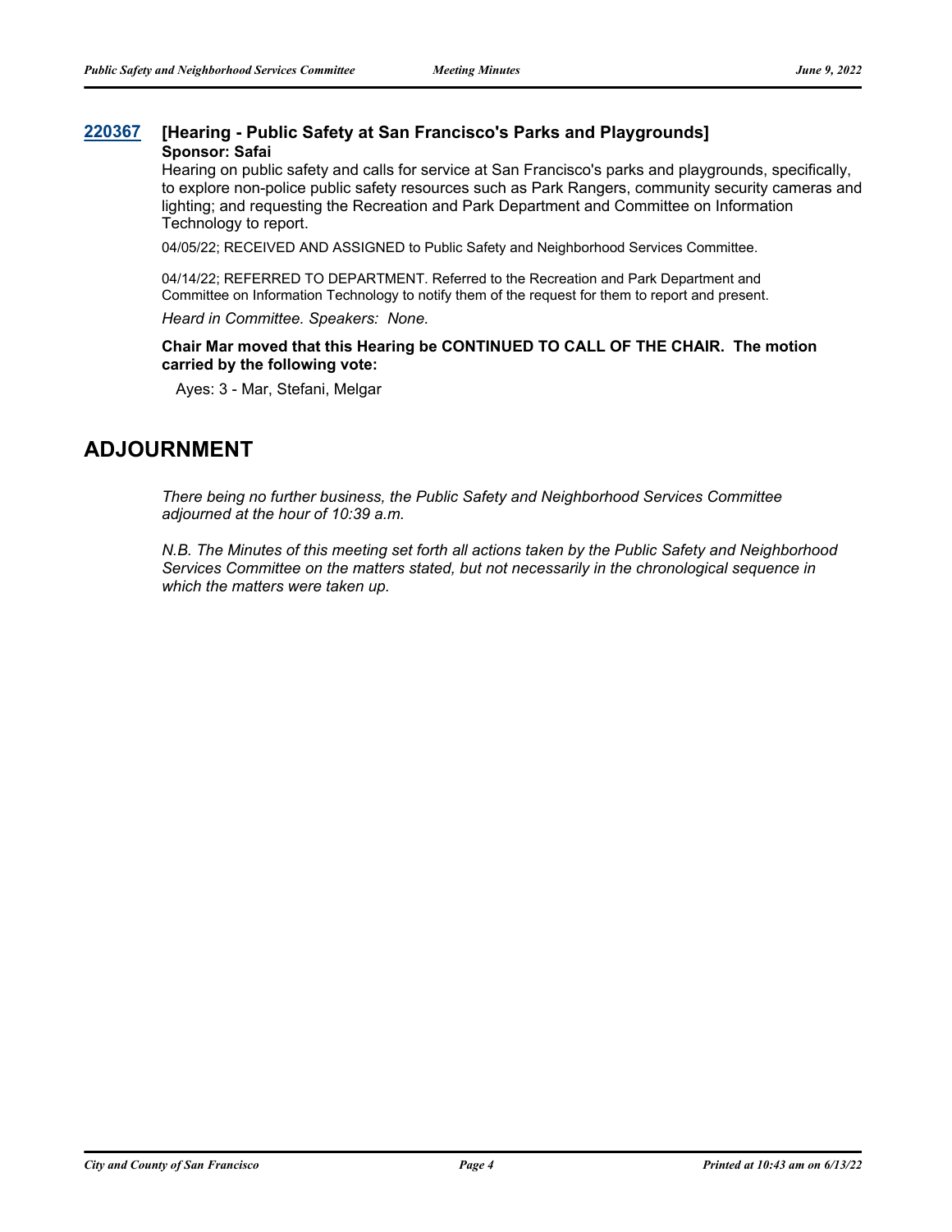**220367** **[Hearing - Public Safety at San Francisco's Parks and Playgrounds]**
**Sponsor: Safai**

Hearing on public safety and calls for service at San Francisco's parks and playgrounds, specifically, to explore non-police public safety resources such as Park Rangers, community security cameras and lighting; and requesting the Recreation and Park Department and Committee on Information Technology to report.

04/05/22; RECEIVED AND ASSIGNED to Public Safety and Neighborhood Services Committee.

04/14/22; REFERRED TO DEPARTMENT. Referred to the Recreation and Park Department and Committee on Information Technology to notify them of the request for them to report and present.

*Heard in Committee. Speakers: None.*

**Chair Mar moved that this Hearing be CONTINUED TO CALL OF THE CHAIR. The motion carried by the following vote:**

Ayes: 3 - Mar, Stefani, Melgar

# ADJOURNMENT

*There being no further business, the Public Safety and Neighborhood Services Committee adjourned at the hour of 10:39 a.m.*

*N.B. The Minutes of this meeting set forth all actions taken by the Public Safety and Neighborhood Services Committee on the matters stated, but not necessarily in the chronological sequence in which the matters were taken up.*